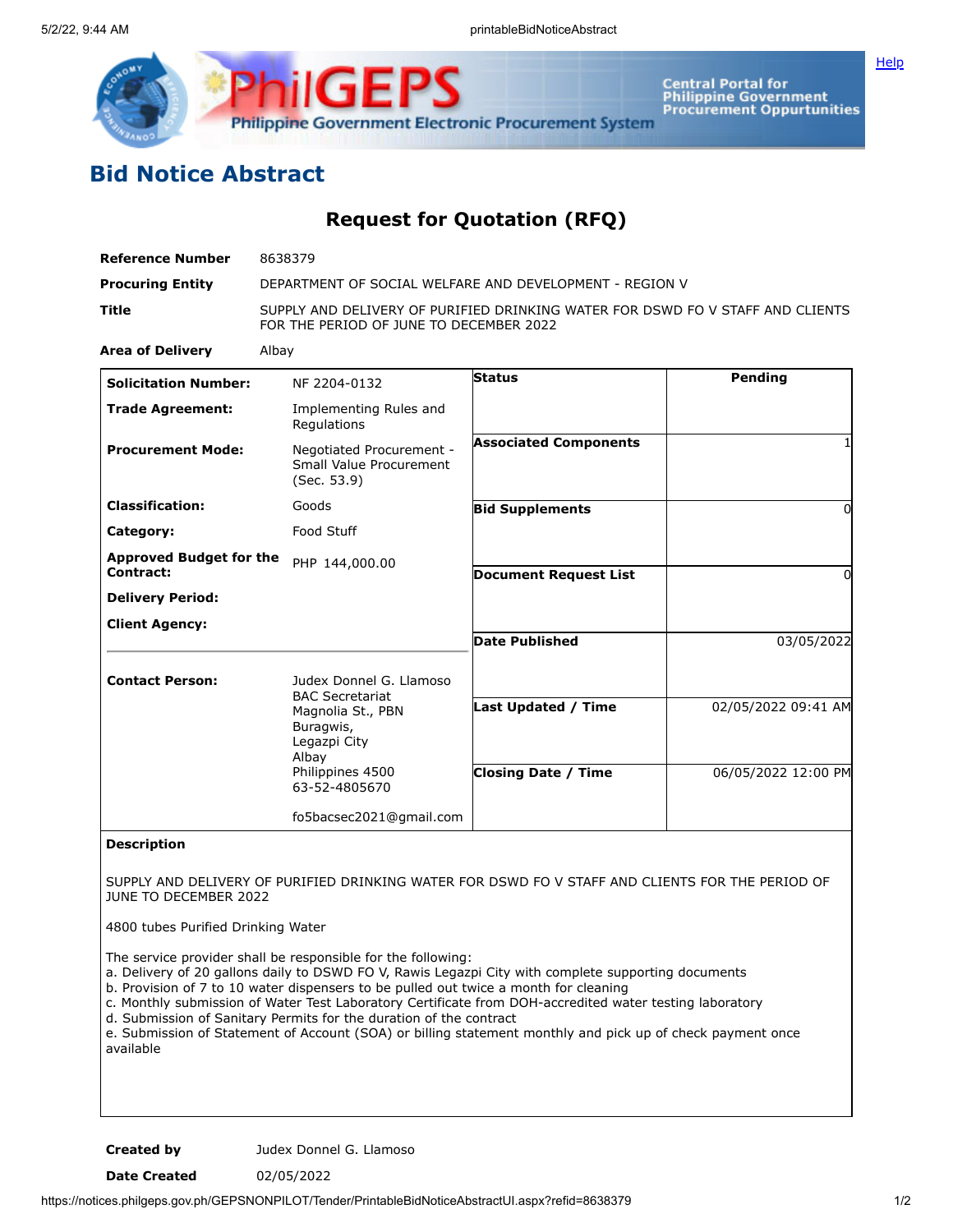# Bid Notice Abstract

## Request for Quotation (RFQ)

| | |
|---|---|
| **Reference Number** | 8638379 |
| **Procuring Entity** | DEPARTMENT OF SOCIAL WELFARE AND DEVELOPMENT - REGION V |
| **Title** | SUPPLY AND DELIVERY OF PURIFIED DRINKING WATER FOR DSWD FO V STAFF AND CLIENTS FOR THE PERIOD OF JUNE TO DECEMBER 2022 |
| **Area of Delivery** | Albay |

| | | | |
|---|---|---|---|
| **Solicitation Number:** | NF 2204-0132 | **Status** | Pending |
| **Trade Agreement:** | Implementing Rules and Regulations | | |
| **Procurement Mode:** | Negotiated Procurement - Small Value Procurement (Sec. 53.9) | **Associated Components** | 1 |
| **Classification:** | Goods | **Bid Supplements** | 0 |
| **Category:** | Food Stuff | | |
| **Approved Budget for the Contract:** | PHP 144,000.00 | **Document Request List** | 0 |
| **Delivery Period:** | | | |
| **Client Agency:** | | **Date Published** | 03/05/2022 |
| **Contact Person:** | Judex Donnel G. Llamoso<br>BAC Secretariat<br>Magnolia St., PBN<br>Buragwis,<br>Legazpi City<br>Albay<br>Philippines 4500<br>63-52-4805670<br><br>fo5bacsec2021@gmail.com | **Last Updated / Time** | 02/05/2022 09:41 AM |
| | | **Closing Date / Time** | 06/05/2022 12:00 PM |

**Description**

SUPPLY AND DELIVERY OF PURIFIED DRINKING WATER FOR DSWD FO V STAFF AND CLIENTS FOR THE PERIOD OF JUNE TO DECEMBER 2022

4800 tubes Purified Drinking Water

The service provider shall be responsible for the following:
a. Delivery of 20 gallons daily to DSWD FO V, Rawis Legazpi City with complete supporting documents
b. Provision of 7 to 10 water dispensers to be pulled out twice a month for cleaning
c. Monthly submission of Water Test Laboratory Certificate from DOH-accredited water testing laboratory
d. Submission of Sanitary Permits for the duration of the contract
e. Submission of Statement of Account (SOA) or billing statement monthly and pick up of check payment once available

| | |
|---|---|
| **Created by** | Judex Donnel G. Llamoso |
| **Date Created** | 02/05/2022 |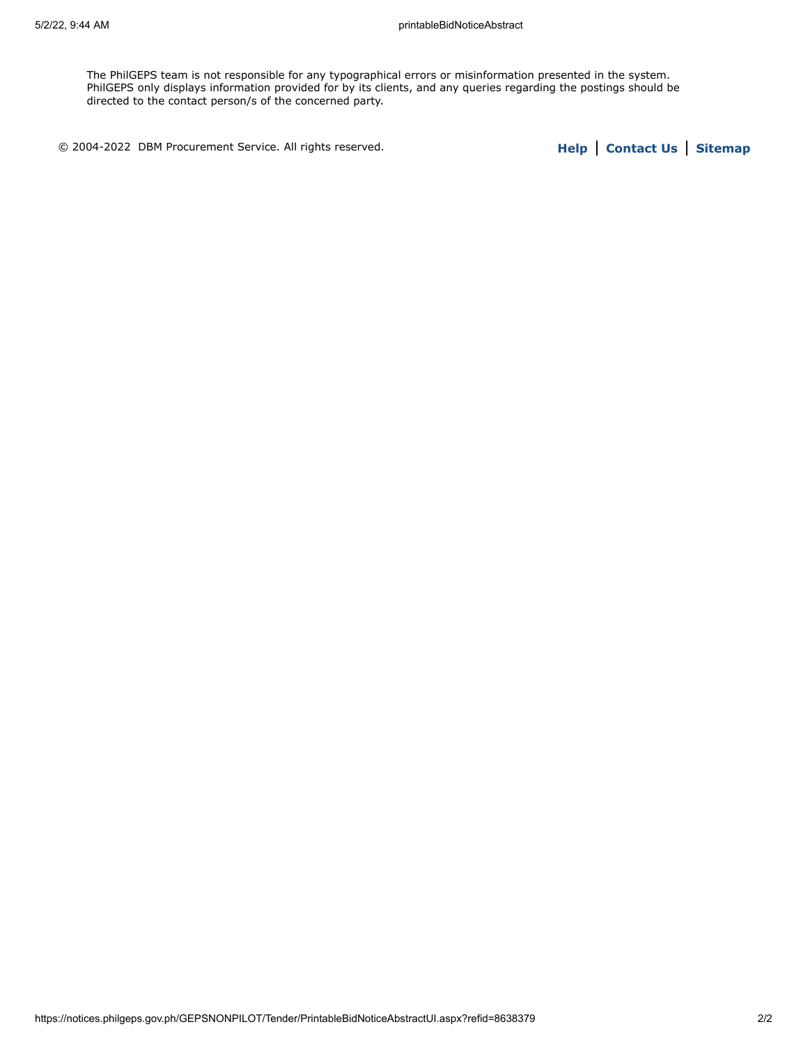The PhilGEPS team is not responsible for any typographical errors or misinformation presented in the system. PhilGEPS only displays information provided for by its clients, and any queries regarding the postings should be directed to the contact person/s of the concerned party.

© 2004-2022 DBM Procurement Service. All rights reserved.

**Help** | **Contact Us** | **Sitemap**